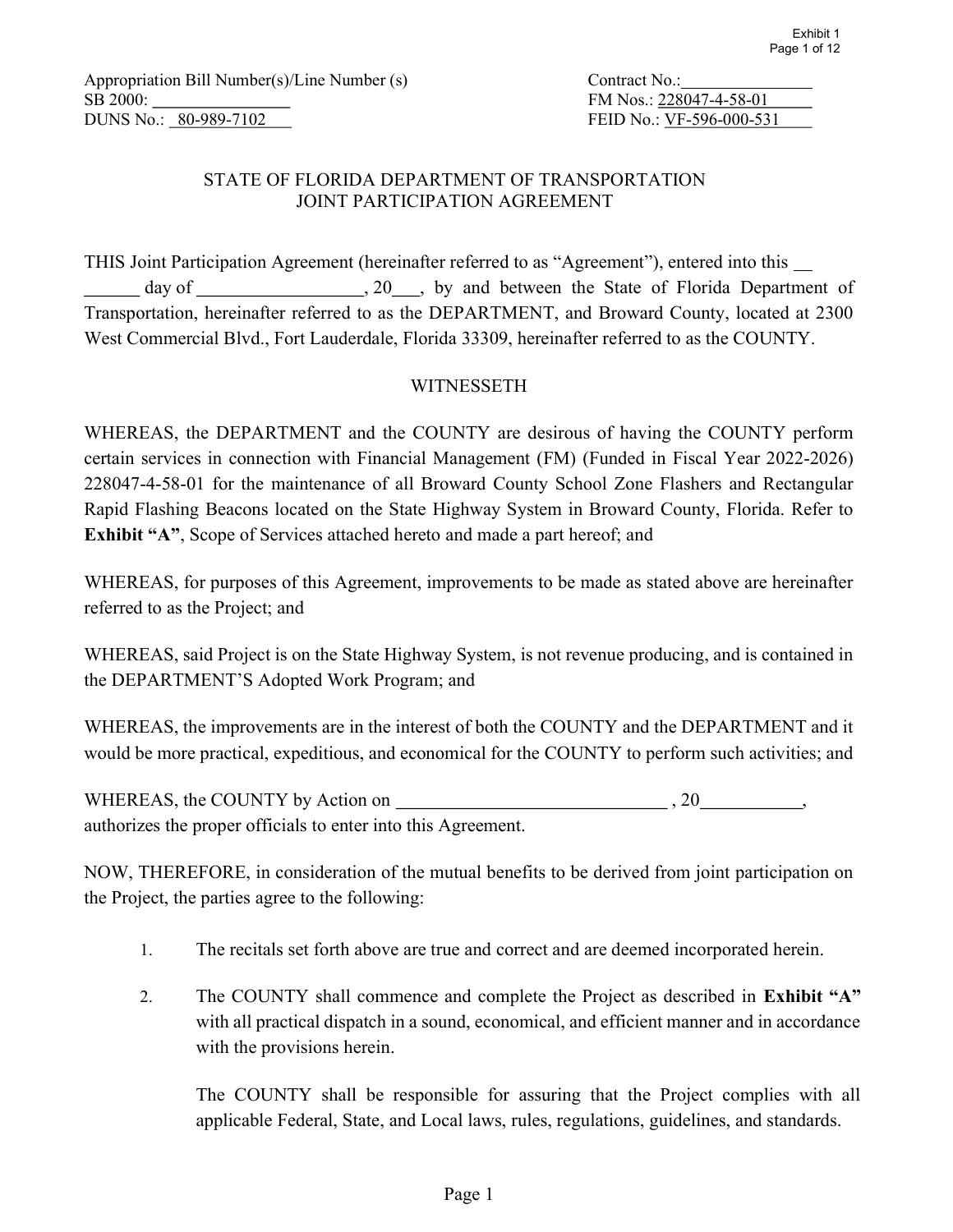Exhibit 1

Appropriation Bill Number(s)/Line Number (s)
SB 2000: ________________
DUNS No.: 80-989-7102

Contract No.: ________________
FM Nos.: 228047-4-58-01
FEID No.: VF-596-000-531

STATE OF FLORIDA DEPARTMENT OF TRANSPORTATION
JOINT PARTICIPATION AGREEMENT

THIS Joint Participation Agreement (hereinafter referred to as "Agreement"), entered into this ________ day of __________________, 20___, by and between the State of Florida Department of Transportation, hereinafter referred to as the DEPARTMENT, and Broward County, located at 2300 West Commercial Blvd., Fort Lauderdale, Florida 33309, hereinafter referred to as the COUNTY.

WITNESSETH

WHEREAS, the DEPARTMENT and the COUNTY are desirous of having the COUNTY perform certain services in connection with Financial Management (FM) (Funded in Fiscal Year 2022-2026) 228047-4-58-01 for the maintenance of all Broward County School Zone Flashers and Rectangular Rapid Flashing Beacons located on the State Highway System in Broward County, Florida. Refer to **Exhibit "A"**, Scope of Services attached hereto and made a part hereof; and

WHEREAS, for purposes of this Agreement, improvements to be made as stated above are hereinafter referred to as the Project; and

WHEREAS, said Project is on the State Highway System, is not revenue producing, and is contained in the DEPARTMENT'S Adopted Work Program; and

WHEREAS, the improvements are in the interest of both the COUNTY and the DEPARTMENT and it would be more practical, expeditious, and economical for the COUNTY to perform such activities; and

WHEREAS, the COUNTY by Action on ______________________________ , 20___________, authorizes the proper officials to enter into this Agreement.

NOW, THEREFORE, in consideration of the mutual benefits to be derived from joint participation on the Project, the parties agree to the following:

1. The recitals set forth above are true and correct and are deemed incorporated herein.

2. The COUNTY shall commence and complete the Project as described in **Exhibit "A"** with all practical dispatch in a sound, economical, and efficient manner and in accordance with the provisions herein.

   The COUNTY shall be responsible for assuring that the Project complies with all applicable Federal, State, and Local laws, rules, regulations, guidelines, and standards.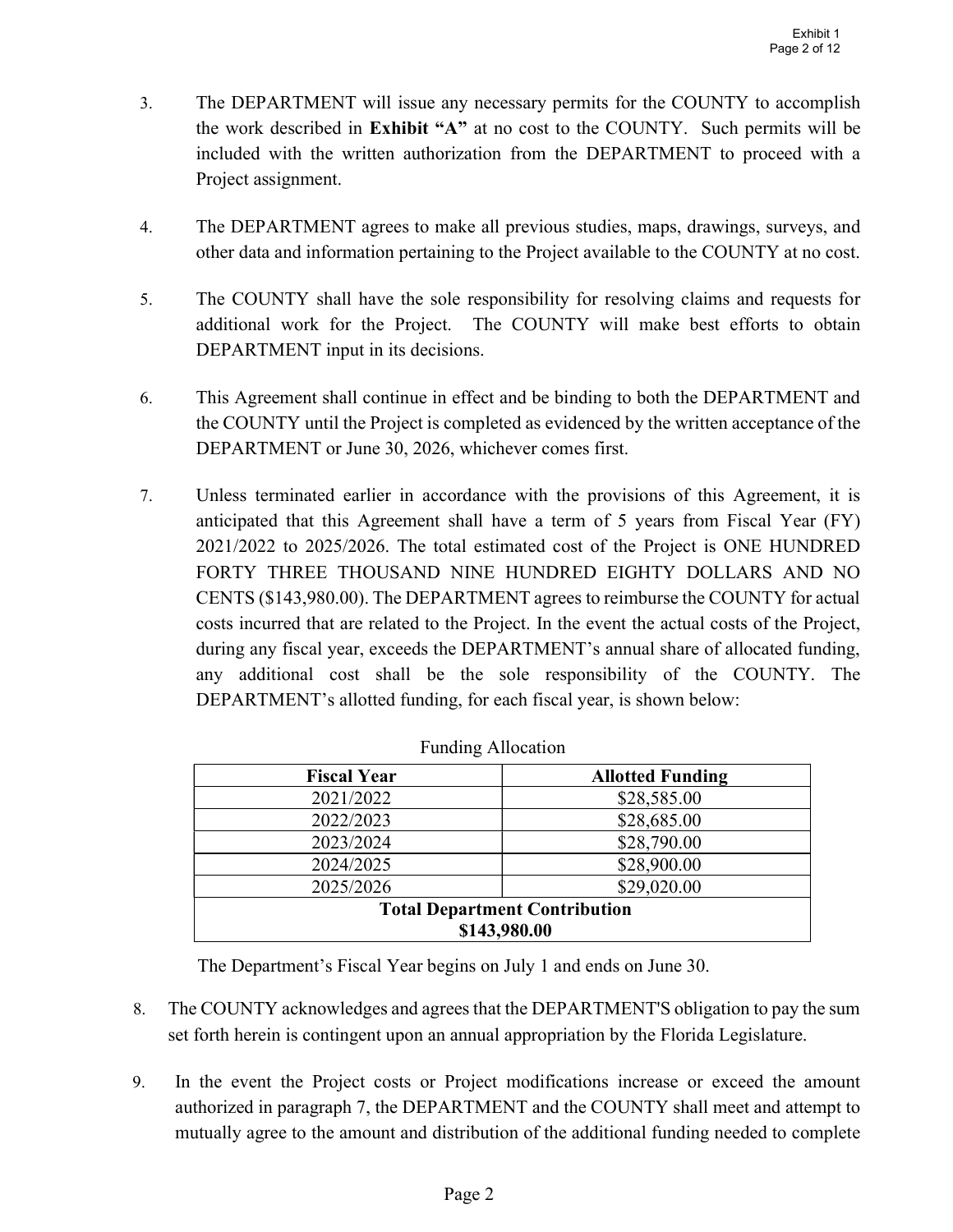3. The DEPARTMENT will issue any necessary permits for the COUNTY to accomplish the work described in **Exhibit "A"** at no cost to the COUNTY. Such permits will be included with the written authorization from the DEPARTMENT to proceed with a Project assignment.

4. The DEPARTMENT agrees to make all previous studies, maps, drawings, surveys, and other data and information pertaining to the Project available to the COUNTY at no cost.

5. The COUNTY shall have the sole responsibility for resolving claims and requests for additional work for the Project. The COUNTY will make best efforts to obtain DEPARTMENT input in its decisions.

6. This Agreement shall continue in effect and be binding to both the DEPARTMENT and the COUNTY until the Project is completed as evidenced by the written acceptance of the DEPARTMENT or June 30, 2026, whichever comes first.

7. Unless terminated earlier in accordance with the provisions of this Agreement, it is anticipated that this Agreement shall have a term of 5 years from Fiscal Year (FY) 2021/2022 to 2025/2026. The total estimated cost of the Project is ONE HUNDRED FORTY THREE THOUSAND NINE HUNDRED EIGHTY DOLLARS AND NO CENTS ($143,980.00). The DEPARTMENT agrees to reimburse the COUNTY for actual costs incurred that are related to the Project. In the event the actual costs of the Project, during any fiscal year, exceeds the DEPARTMENT's annual share of allocated funding, any additional cost shall be the sole responsibility of the COUNTY. The DEPARTMENT's allotted funding, for each fiscal year, is shown below:

Funding Allocation

| **Fiscal Year** | **Allotted Funding** |
|---|---|
| 2021/2022 | $28,585.00 |
| 2022/2023 | $28,685.00 |
| 2023/2024 | $28,790.00 |
| 2024/2025 | $28,900.00 |
| 2025/2026 | $29,020.00 |
| **Total Department Contribution $143,980.00** | |

The Department's Fiscal Year begins on July 1 and ends on June 30.

8. The COUNTY acknowledges and agrees that the DEPARTMENT'S obligation to pay the sum set forth herein is contingent upon an annual appropriation by the Florida Legislature.

9. In the event the Project costs or Project modifications increase or exceed the amount authorized in paragraph 7, the DEPARTMENT and the COUNTY shall meet and attempt to mutually agree to the amount and distribution of the additional funding needed to complete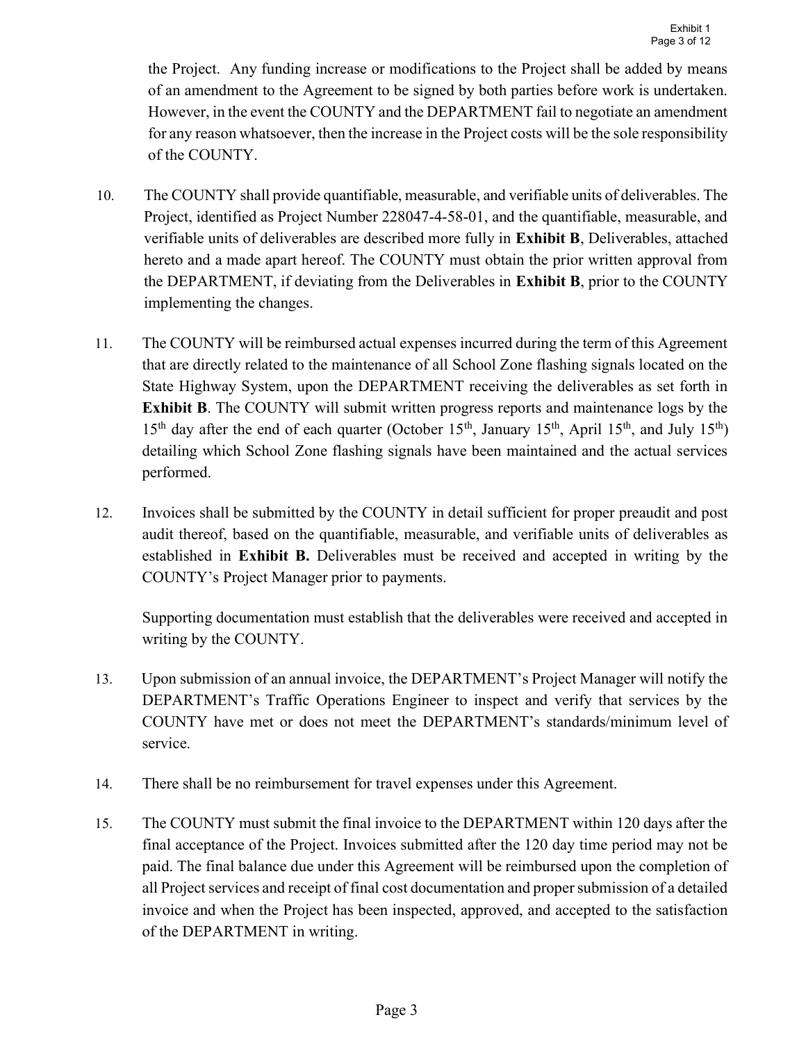the Project. Any funding increase or modifications to the Project shall be added by means of an amendment to the Agreement to be signed by both parties before work is undertaken. However, in the event the COUNTY and the DEPARTMENT fail to negotiate an amendment for any reason whatsoever, then the increase in the Project costs will be the sole responsibility of the COUNTY.

10. The COUNTY shall provide quantifiable, measurable, and verifiable units of deliverables. The Project, identified as Project Number 228047-4-58-01, and the quantifiable, measurable, and verifiable units of deliverables are described more fully in **Exhibit B**, Deliverables, attached hereto and a made apart hereof. The COUNTY must obtain the prior written approval from the DEPARTMENT, if deviating from the Deliverables in **Exhibit B**, prior to the COUNTY implementing the changes.

11. The COUNTY will be reimbursed actual expenses incurred during the term of this Agreement that are directly related to the maintenance of all School Zone flashing signals located on the State Highway System, upon the DEPARTMENT receiving the deliverables as set forth in **Exhibit B**. The COUNTY will submit written progress reports and maintenance logs by the 15th day after the end of each quarter (October 15th, January 15th, April 15th, and July 15th) detailing which School Zone flashing signals have been maintained and the actual services performed.

12. Invoices shall be submitted by the COUNTY in detail sufficient for proper preaudit and post audit thereof, based on the quantifiable, measurable, and verifiable units of deliverables as established in **Exhibit B.** Deliverables must be received and accepted in writing by the COUNTY's Project Manager prior to payments.

    Supporting documentation must establish that the deliverables were received and accepted in writing by the COUNTY.

13. Upon submission of an annual invoice, the DEPARTMENT's Project Manager will notify the DEPARTMENT's Traffic Operations Engineer to inspect and verify that services by the COUNTY have met or does not meet the DEPARTMENT's standards/minimum level of service.

14. There shall be no reimbursement for travel expenses under this Agreement.

15. The COUNTY must submit the final invoice to the DEPARTMENT within 120 days after the final acceptance of the Project. Invoices submitted after the 120 day time period may not be paid. The final balance due under this Agreement will be reimbursed upon the completion of all Project services and receipt of final cost documentation and proper submission of a detailed invoice and when the Project has been inspected, approved, and accepted to the satisfaction of the DEPARTMENT in writing.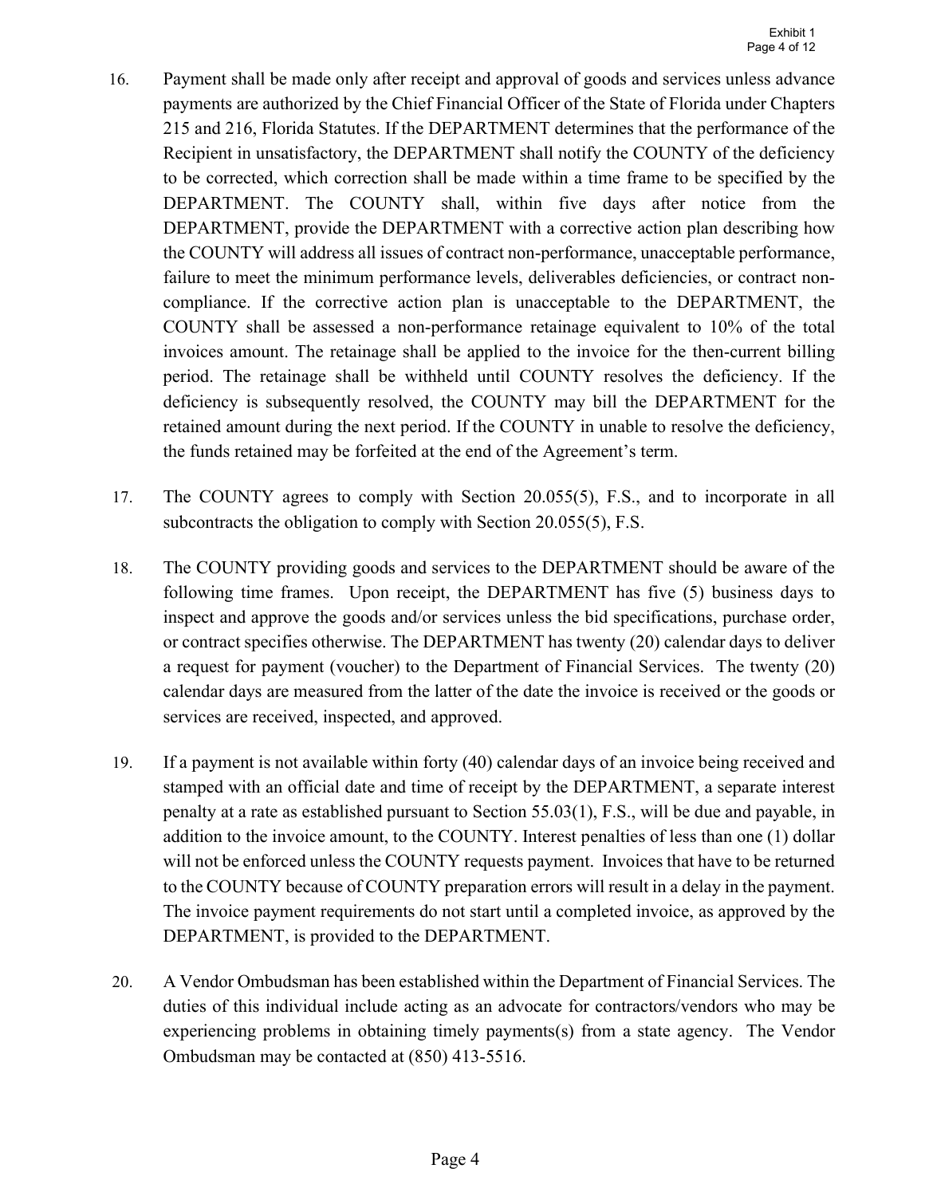16. Payment shall be made only after receipt and approval of goods and services unless advance payments are authorized by the Chief Financial Officer of the State of Florida under Chapters 215 and 216, Florida Statutes. If the DEPARTMENT determines that the performance of the Recipient in unsatisfactory, the DEPARTMENT shall notify the COUNTY of the deficiency to be corrected, which correction shall be made within a time frame to be specified by the DEPARTMENT. The COUNTY shall, within five days after notice from the DEPARTMENT, provide the DEPARTMENT with a corrective action plan describing how the COUNTY will address all issues of contract non-performance, unacceptable performance, failure to meet the minimum performance levels, deliverables deficiencies, or contract non-compliance. If the corrective action plan is unacceptable to the DEPARTMENT, the COUNTY shall be assessed a non-performance retainage equivalent to 10% of the total invoices amount. The retainage shall be applied to the invoice for the then-current billing period. The retainage shall be withheld until COUNTY resolves the deficiency. If the deficiency is subsequently resolved, the COUNTY may bill the DEPARTMENT for the retained amount during the next period. If the COUNTY in unable to resolve the deficiency, the funds retained may be forfeited at the end of the Agreement's term.

17. The COUNTY agrees to comply with Section 20.055(5), F.S., and to incorporate in all subcontracts the obligation to comply with Section 20.055(5), F.S.

18. The COUNTY providing goods and services to the DEPARTMENT should be aware of the following time frames. Upon receipt, the DEPARTMENT has five (5) business days to inspect and approve the goods and/or services unless the bid specifications, purchase order, or contract specifies otherwise. The DEPARTMENT has twenty (20) calendar days to deliver a request for payment (voucher) to the Department of Financial Services. The twenty (20) calendar days are measured from the latter of the date the invoice is received or the goods or services are received, inspected, and approved.

19. If a payment is not available within forty (40) calendar days of an invoice being received and stamped with an official date and time of receipt by the DEPARTMENT, a separate interest penalty at a rate as established pursuant to Section 55.03(1), F.S., will be due and payable, in addition to the invoice amount, to the COUNTY. Interest penalties of less than one (1) dollar will not be enforced unless the COUNTY requests payment. Invoices that have to be returned to the COUNTY because of COUNTY preparation errors will result in a delay in the payment. The invoice payment requirements do not start until a completed invoice, as approved by the DEPARTMENT, is provided to the DEPARTMENT.

20. A Vendor Ombudsman has been established within the Department of Financial Services. The duties of this individual include acting as an advocate for contractors/vendors who may be experiencing problems in obtaining timely payments(s) from a state agency. The Vendor Ombudsman may be contacted at (850) 413-5516.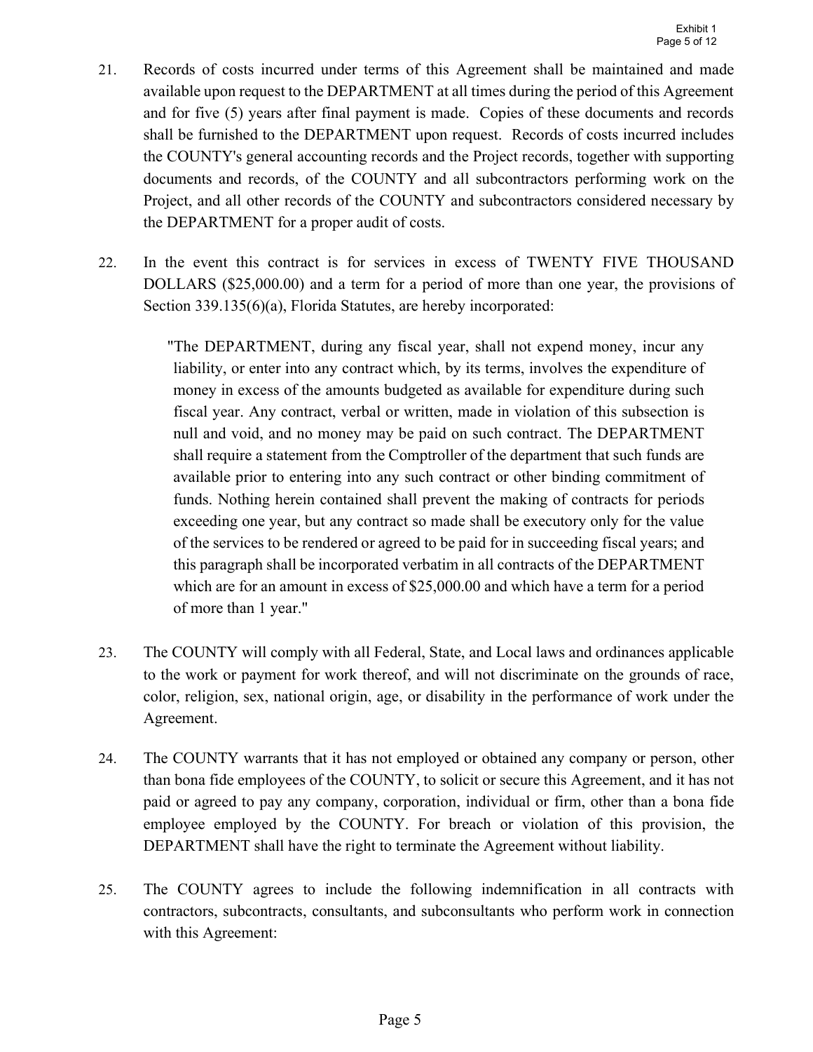21. Records of costs incurred under terms of this Agreement shall be maintained and made available upon request to the DEPARTMENT at all times during the period of this Agreement and for five (5) years after final payment is made. Copies of these documents and records shall be furnished to the DEPARTMENT upon request. Records of costs incurred includes the COUNTY's general accounting records and the Project records, together with supporting documents and records, of the COUNTY and all subcontractors performing work on the Project, and all other records of the COUNTY and subcontractors considered necessary by the DEPARTMENT for a proper audit of costs.

22. In the event this contract is for services in excess of TWENTY FIVE THOUSAND DOLLARS ($25,000.00) and a term for a period of more than one year, the provisions of Section 339.135(6)(a), Florida Statutes, are hereby incorporated:

    "The DEPARTMENT, during any fiscal year, shall not expend money, incur any liability, or enter into any contract which, by its terms, involves the expenditure of money in excess of the amounts budgeted as available for expenditure during such fiscal year. Any contract, verbal or written, made in violation of this subsection is null and void, and no money may be paid on such contract. The DEPARTMENT shall require a statement from the Comptroller of the department that such funds are available prior to entering into any such contract or other binding commitment of funds. Nothing herein contained shall prevent the making of contracts for periods exceeding one year, but any contract so made shall be executory only for the value of the services to be rendered or agreed to be paid for in succeeding fiscal years; and this paragraph shall be incorporated verbatim in all contracts of the DEPARTMENT which are for an amount in excess of $25,000.00 and which have a term for a period of more than 1 year."

23. The COUNTY will comply with all Federal, State, and Local laws and ordinances applicable to the work or payment for work thereof, and will not discriminate on the grounds of race, color, religion, sex, national origin, age, or disability in the performance of work under the Agreement.

24. The COUNTY warrants that it has not employed or obtained any company or person, other than bona fide employees of the COUNTY, to solicit or secure this Agreement, and it has not paid or agreed to pay any company, corporation, individual or firm, other than a bona fide employee employed by the COUNTY. For breach or violation of this provision, the DEPARTMENT shall have the right to terminate the Agreement without liability.

25. The COUNTY agrees to include the following indemnification in all contracts with contractors, subcontracts, consultants, and subconsultants who perform work in connection with this Agreement: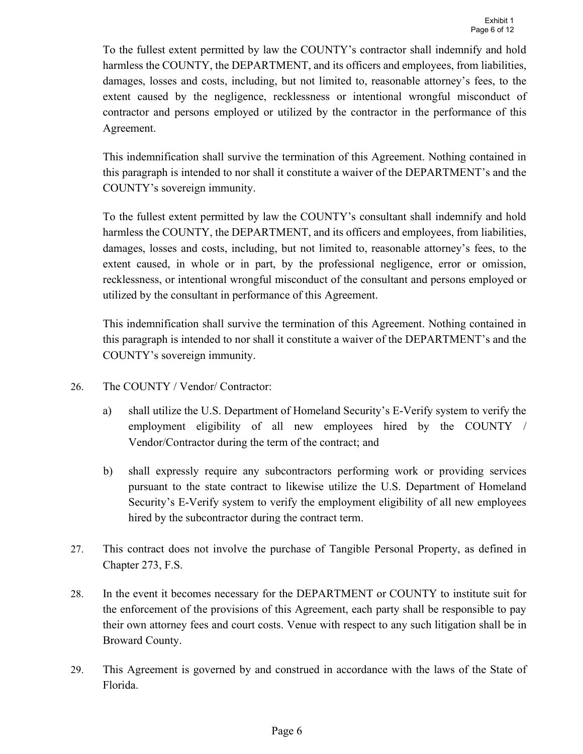To the fullest extent permitted by law the COUNTY's contractor shall indemnify and hold harmless the COUNTY, the DEPARTMENT, and its officers and employees, from liabilities, damages, losses and costs, including, but not limited to, reasonable attorney's fees, to the extent caused by the negligence, recklessness or intentional wrongful misconduct of contractor and persons employed or utilized by the contractor in the performance of this Agreement.

This indemnification shall survive the termination of this Agreement. Nothing contained in this paragraph is intended to nor shall it constitute a waiver of the DEPARTMENT's and the COUNTY's sovereign immunity.

To the fullest extent permitted by law the COUNTY's consultant shall indemnify and hold harmless the COUNTY, the DEPARTMENT, and its officers and employees, from liabilities, damages, losses and costs, including, but not limited to, reasonable attorney's fees, to the extent caused, in whole or in part, by the professional negligence, error or omission, recklessness, or intentional wrongful misconduct of the consultant and persons employed or utilized by the consultant in performance of this Agreement.

This indemnification shall survive the termination of this Agreement. Nothing contained in this paragraph is intended to nor shall it constitute a waiver of the DEPARTMENT's and the COUNTY's sovereign immunity.

26. The COUNTY / Vendor/ Contractor:

    a) shall utilize the U.S. Department of Homeland Security's E-Verify system to verify the employment eligibility of all new employees hired by the COUNTY / Vendor/Contractor during the term of the contract; and

    b) shall expressly require any subcontractors performing work or providing services pursuant to the state contract to likewise utilize the U.S. Department of Homeland Security's E-Verify system to verify the employment eligibility of all new employees hired by the subcontractor during the contract term.

27. This contract does not involve the purchase of Tangible Personal Property, as defined in Chapter 273, F.S.

28. In the event it becomes necessary for the DEPARTMENT or COUNTY to institute suit for the enforcement of the provisions of this Agreement, each party shall be responsible to pay their own attorney fees and court costs. Venue with respect to any such litigation shall be in Broward County.

29. This Agreement is governed by and construed in accordance with the laws of the State of Florida.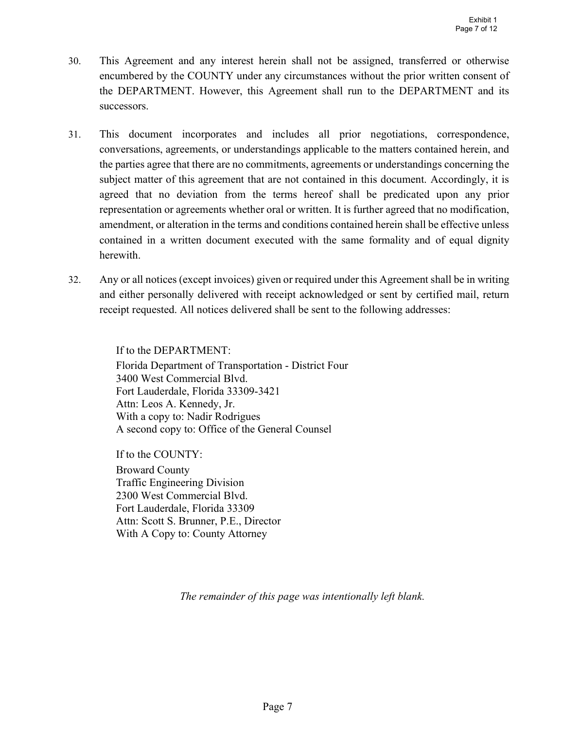30. This Agreement and any interest herein shall not be assigned, transferred or otherwise encumbered by the COUNTY under any circumstances without the prior written consent of the DEPARTMENT. However, this Agreement shall run to the DEPARTMENT and its successors.

31. This document incorporates and includes all prior negotiations, correspondence, conversations, agreements, or understandings applicable to the matters contained herein, and the parties agree that there are no commitments, agreements or understandings concerning the subject matter of this agreement that are not contained in this document. Accordingly, it is agreed that no deviation from the terms hereof shall be predicated upon any prior representation or agreements whether oral or written. It is further agreed that no modification, amendment, or alteration in the terms and conditions contained herein shall be effective unless contained in a written document executed with the same formality and of equal dignity herewith.

32. Any or all notices (except invoices) given or required under this Agreement shall be in writing and either personally delivered with receipt acknowledged or sent by certified mail, return receipt requested. All notices delivered shall be sent to the following addresses:

If to the DEPARTMENT:
Florida Department of Transportation - District Four
3400 West Commercial Blvd.
Fort Lauderdale, Florida 33309-3421
Attn: Leos A. Kennedy, Jr.
With a copy to: Nadir Rodrigues
A second copy to: Office of the General Counsel

If to the COUNTY:
Broward County
Traffic Engineering Division
2300 West Commercial Blvd.
Fort Lauderdale, Florida 33309
Attn: Scott S. Brunner, P.E., Director
With A Copy to: County Attorney

*The remainder of this page was intentionally left blank.*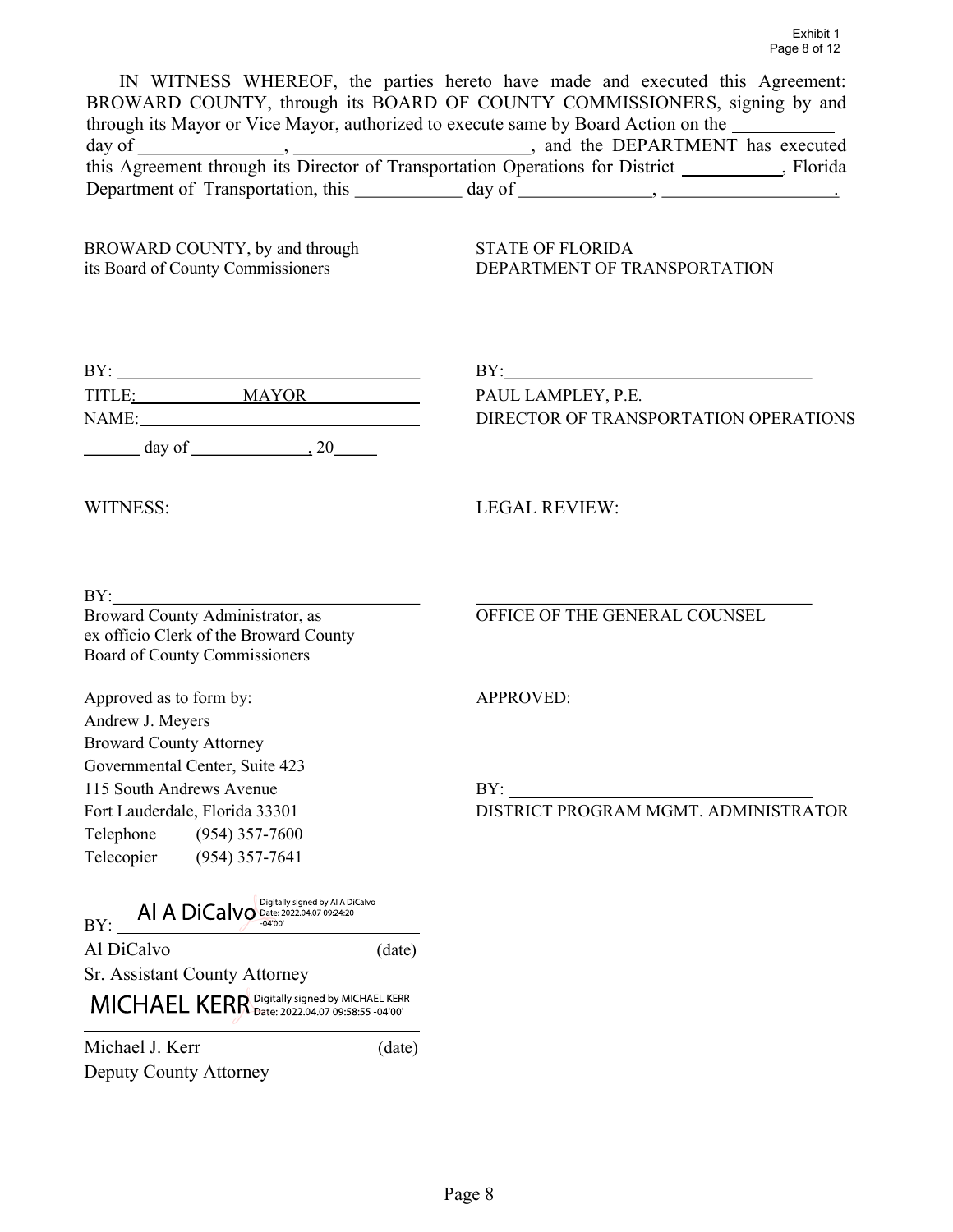IN WITNESS WHEREOF, the parties hereto have made and executed this Agreement: BROWARD COUNTY, through its BOARD OF COUNTY COMMISSIONERS, signing by and through its Mayor or Vice Mayor, authorized to execute same by Board Action on the ___________ day of ________________, __________________________, and the DEPARTMENT has executed this Agreement through its Director of Transportation Operations for District ___________, Florida Department of Transportation, this ___________ day of ______________, __________________.

BROWARD COUNTY, by and through its Board of County Commissioners

BY: ____________________________________

TITLE: MAYOR

NAME: ____________________________________

_______ day of ______________, 20_____

WITNESS:

BY: ____________________________________

Broward County Administrator, as ex officio Clerk of the Broward County Board of County Commissioners

Approved as to form by:
Andrew J. Meyers
Broward County Attorney
Governmental Center, Suite 423
115 South Andrews Avenue
Fort Lauderdale, Florida 33301
Telephone (954) 357-7600
Telecopier (954) 357-7641

BY: Al A DiCalvo (Digitally signed by Al A DiCalvo Date: 2022.04.07 09:24:20 -04'00')

Al DiCalvo (date)
Sr. Assistant County Attorney

MICHAEL KERR (Digitally signed by MICHAEL KERR Date: 2022.04.07 09:58:55 -04'00')

Michael J. Kerr (date)
Deputy County Attorney

STATE OF FLORIDA
DEPARTMENT OF TRANSPORTATION

BY: ____________________________________

PAUL LAMPLEY, P.E.
DIRECTOR OF TRANSPORTATION OPERATIONS

LEGAL REVIEW:

____________________________________

OFFICE OF THE GENERAL COUNSEL

APPROVED:

BY: ____________________________________

DISTRICT PROGRAM MGMT. ADMINISTRATOR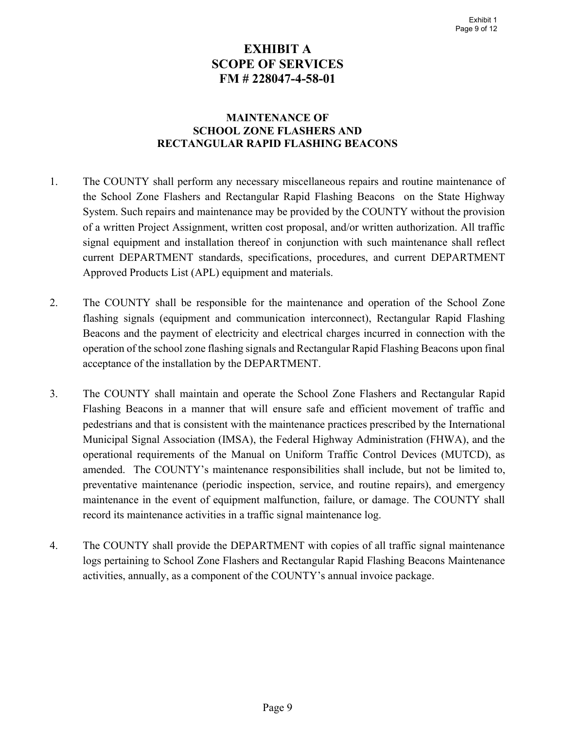# EXHIBIT A
# SCOPE OF SERVICES
# FM # 228047-4-58-01

## MAINTENANCE OF SCHOOL ZONE FLASHERS AND RECTANGULAR RAPID FLASHING BEACONS

1. The COUNTY shall perform any necessary miscellaneous repairs and routine maintenance of the School Zone Flashers and Rectangular Rapid Flashing Beacons on the State Highway System. Such repairs and maintenance may be provided by the COUNTY without the provision of a written Project Assignment, written cost proposal, and/or written authorization. All traffic signal equipment and installation thereof in conjunction with such maintenance shall reflect current DEPARTMENT standards, specifications, procedures, and current DEPARTMENT Approved Products List (APL) equipment and materials.

2. The COUNTY shall be responsible for the maintenance and operation of the School Zone flashing signals (equipment and communication interconnect), Rectangular Rapid Flashing Beacons and the payment of electricity and electrical charges incurred in connection with the operation of the school zone flashing signals and Rectangular Rapid Flashing Beacons upon final acceptance of the installation by the DEPARTMENT.

3. The COUNTY shall maintain and operate the School Zone Flashers and Rectangular Rapid Flashing Beacons in a manner that will ensure safe and efficient movement of traffic and pedestrians and that is consistent with the maintenance practices prescribed by the International Municipal Signal Association (IMSA), the Federal Highway Administration (FHWA), and the operational requirements of the Manual on Uniform Traffic Control Devices (MUTCD), as amended. The COUNTY's maintenance responsibilities shall include, but not be limited to, preventative maintenance (periodic inspection, service, and routine repairs), and emergency maintenance in the event of equipment malfunction, failure, or damage. The COUNTY shall record its maintenance activities in a traffic signal maintenance log.

4. The COUNTY shall provide the DEPARTMENT with copies of all traffic signal maintenance logs pertaining to School Zone Flashers and Rectangular Rapid Flashing Beacons Maintenance activities, annually, as a component of the COUNTY's annual invoice package.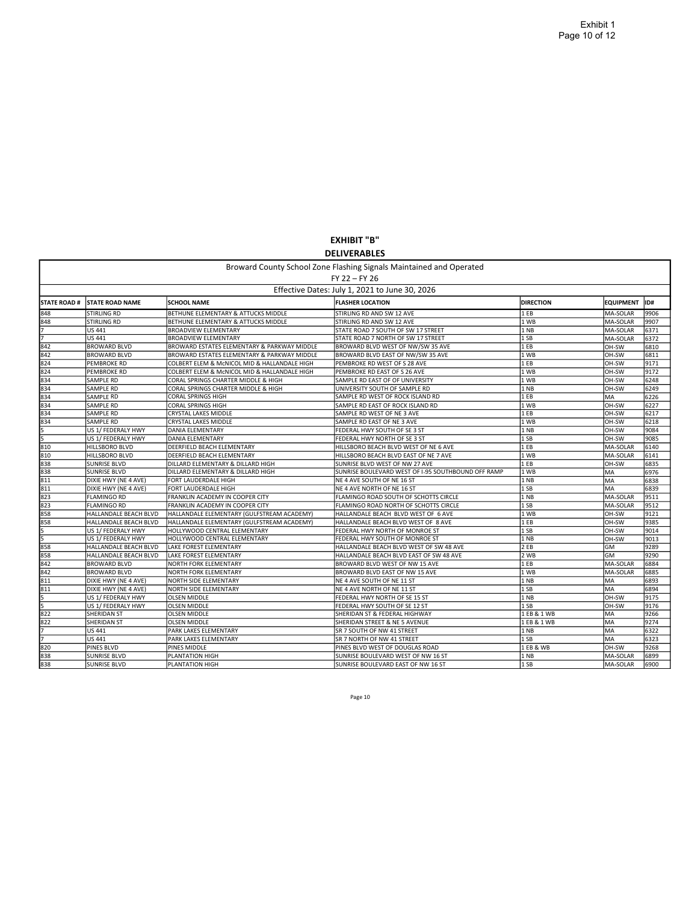# EXHIBIT "B"

## DELIVERABLES

| Broward County School Zone Flashing Signals Maintained and Operated | | | | | | |
|---|---|---|---|---|---|---|
| FY 22 – FY 26 | | | | | | |
| Effective Dates: July 1, 2021 to June 30, 2026 | | | | | | |
| **STATE ROAD #** | **STATE ROAD NAME** | **SCHOOL NAME** | **FLASHER LOCATION** | **DIRECTION** | **EQUIPMENT** | **ID#** |
| 848 | STIRLING RD | BETHUNE ELEMENTARY & ATTUCKS MIDDLE | STIRLING RD AND SW 12 AVE | 1 EB | MA-SOLAR | 9906 |
| 848 | STIRLING RD | BETHUNE ELEMENTARY & ATTUCKS MIDDLE | STIRLING RD AND SW 12 AVE | 1 WB | MA-SOLAR | 9907 |
| 7 | US 441 | BROADVIEW ELEMENTARY | STATE ROAD 7 SOUTH OF SW 17 STREET | 1 NB | MA-SOLAR | 6371 |
| 7 | US 441 | BROADVIEW ELEMENTARY | STATE ROAD 7 NORTH OF SW 17 STREET | 1 SB | MA-SOLAR | 6372 |
| 842 | BROWARD BLVD | BROWARD ESTATES ELEMENTARY & PARKWAY MIDDLE | BROWARD BLVD WEST OF NW/SW 35 AVE | 1 EB | OH-SW | 6810 |
| 842 | BROWARD BLVD | BROWARD ESTATES ELEMENTARY & PARKWAY MIDDLE | BROWARD BLVD EAST OF NW/SW 35 AVE | 1 WB | OH-SW | 6811 |
| 824 | PEMBROKE RD | COLBERT ELEM & McNICOL MID & HALLANDALE HIGH | PEMBROKE RD WEST OF S 28 AVE | 1 EB | OH-SW | 9171 |
| 824 | PEMBROKE RD | COLBERT ELEM & McNICOL MID & HALLANDALE HIGH | PEMBROKE RD EAST OF S 26 AVE | 1 WB | OH-SW | 9172 |
| 834 | SAMPLE RD | CORAL SPRINGS CHARTER MIDDLE & HIGH | SAMPLE RD EAST OF OF UNIVERSITY | 1 WB | OH-SW | 6248 |
| 834 | SAMPLE RD | CORAL SPRINGS CHARTER MIDDLE & HIGH | UNIVERSITY SOUTH OF SAMPLE RD | 1 NB | OH-SW | 6249 |
| 834 | SAMPLE RD | CORAL SPRINGS HIGH | SAMPLE RD WEST OF ROCK ISLAND RD | 1 EB | MA | 6226 |
| 834 | SAMPLE RD | CORAL SPRINGS HIGH | SAMPLE RD EAST OF ROCK ISLAND RD | 1 WB | OH-SW | 6227 |
| 834 | SAMPLE RD | CRYSTAL LAKES MIDDLE | SAMPLE RD WEST OF NE 3 AVE | 1 EB | OH-SW | 6217 |
| 834 | SAMPLE RD | CRYSTAL LAKES MIDDLE | SAMPLE RD EAST OF NE 3 AVE | 1 WB | OH-SW | 6218 |
| 5 | US 1/ FEDERALY HWY | DANIA ELEMENTARY | FEDERAL HWY SOUTH OF SE 3 ST | 1 NB | OH-SW | 9084 |
| 5 | US 1/ FEDERALY HWY | DANIA ELEMENTARY | FEDERAL HWY NORTH OF SE 3 ST | 1 SB | OH-SW | 9085 |
| 810 | HILLSBORO BLVD | DEERFIELD BEACH ELEMENTARY | HILLSBORO BEACH BLVD WEST OF NE 6 AVE | 1 EB | MA-SOLAR | 6140 |
| 810 | HILLSBORO BLVD | DEERFIELD BEACH ELEMENTARY | HILLSBORO BEACH BLVD EAST OF NE 7 AVE | 1 WB | MA-SOLAR | 6141 |
| 838 | SUNRISE BLVD | DILLARD ELEMENTARY & DILLARD HIGH | SUNRISE BLVD WEST OF NW 27 AVE | 1 EB | OH-SW | 6835 |
| 838 | SUNRISE BLVD | DILLARD ELEMENTARY & DILLARD HIGH | SUNRISE BOULEVARD WEST OF I-95 SOUTHBOUND OFF RAMP | 1 WB | MA | 6976 |
| 811 | DIXIE HWY (NE 4 AVE) | FORT LAUDERDALE HIGH | NE 4 AVE SOUTH OF NE 16 ST | 1 NB | MA | 6838 |
| 811 | DIXIE HWY (NE 4 AVE) | FORT LAUDERDALE HIGH | NE 4 AVE NORTH OF NE 16 ST | 1 SB | MA | 6839 |
| 823 | FLAMINGO RD | FRANKLIN ACADEMY IN COOPER CITY | FLAMINGO ROAD SOUTH OF SCHOTTS CIRCLE | 1 NB | MA-SOLAR | 9511 |
| 823 | FLAMINGO RD | FRANKLIN ACADEMY IN COOPER CITY | FLAMINGO ROAD NORTH OF SCHOTTS CIRCLE | 1 SB | MA-SOLAR | 9512 |
| 858 | HALLANDALE BEACH BLVD | HALLANDALE ELEMENTARY (GULFSTREAM ACADEMY) | HALLANDALE BEACH BLVD WEST OF 6 AVE | 1 WB | OH-SW | 9121 |
| 858 | HALLANDALE BEACH BLVD | HALLANDALE ELEMENTARY (GULFSTREAM ACADEMY) | HALLANDALE BEACH BLVD WEST OF 8 AVE | 1 EB | OH-SW | 9385 |
| 5 | US 1/ FEDERALY HWY | HOLLYWOOD CENTRAL ELEMENTARY | FEDERAL HWY NORTH OF MONROE ST | 1 SB | OH-SW | 9014 |
| 5 | US 1/ FEDERALY HWY | HOLLYWOOD CENTRAL ELEMENTARY | FEDERAL HWY SOUTH OF MONROE ST | 1 NB | OH-SW | 9013 |
| 858 | HALLANDALE BEACH BLVD | LAKE FOREST ELEMENTARY | HALLANDALE BEACH BLVD WEST OF SW 48 AVE | 2 EB | GM | 9289 |
| 858 | HALLANDALE BEACH BLVD | LAKE FOREST ELEMENTARY | HALLANDALE BEACH BLVD EAST OF SW 48 AVE | 2 WB | GM | 9290 |
| 842 | BROWARD BLVD | NORTH FORK ELEMENTARY | BROWARD BLVD WEST OF NW 15 AVE | 1 EB | MA-SOLAR | 6884 |
| 842 | BROWARD BLVD | NORTH FORK ELEMENTARY | BROWARD BLVD EAST OF NW 15 AVE | 1 WB | MA-SOLAR | 6885 |
| 811 | DIXIE HWY (NE 4 AVE) | NORTH SIDE ELEMENTARY | NE 4 AVE SOUTH OF NE 11 ST | 1 NB | MA | 6893 |
| 811 | DIXIE HWY (NE 4 AVE) | NORTH SIDE ELEMENTARY | NE 4 AVE NORTH OF NE 11 ST | 1 SB | MA | 6894 |
| 5 | US 1/ FEDERALY HWY | OLSEN MIDDLE | FEDERAL HWY NORTH OF SE 15 ST | 1 NB | OH-SW | 9175 |
| 5 | US 1/ FEDERALY HWY | OLSEN MIDDLE | FEDERAL HWY SOUTH OF SE 12 ST | 1 SB | OH-SW | 9176 |
| 822 | SHERIDAN ST | OLSEN MIDDLE | SHERIDAN ST & FEDERAL HIGHWAY | 1 EB & 1 WB | MA | 9266 |
| 822 | SHERIDAN ST | OLSEN MIDDLE | SHERIDAN STREET & NE 5 AVENUE | 1 EB & 1 WB | MA | 9274 |
| 7 | US 441 | PARK LAKES ELEMENTARY | SR 7 SOUTH OF NW 41 STREET | 1 NB | MA | 6322 |
| 7 | US 441 | PARK LAKES ELEMENTARY | SR 7 NORTH OF NW 41 STREET | 1 SB | MA | 6323 |
| 820 | PINES BLVD | PINES MIDDLE | PINES BLVD WEST OF DOUGLAS ROAD | 1 EB & WB | OH-SW | 9268 |
| 838 | SUNRISE BLVD | PLANTATION HIGH | SUNRISE BOULEVARD WEST OF NW 16 ST | 1 NB | MA-SOLAR | 6899 |
| 838 | SUNRISE BLVD | PLANTATION HIGH | SUNRISE BOULEVARD EAST OF NW 16 ST | 1 SB | MA-SOLAR | 6900 |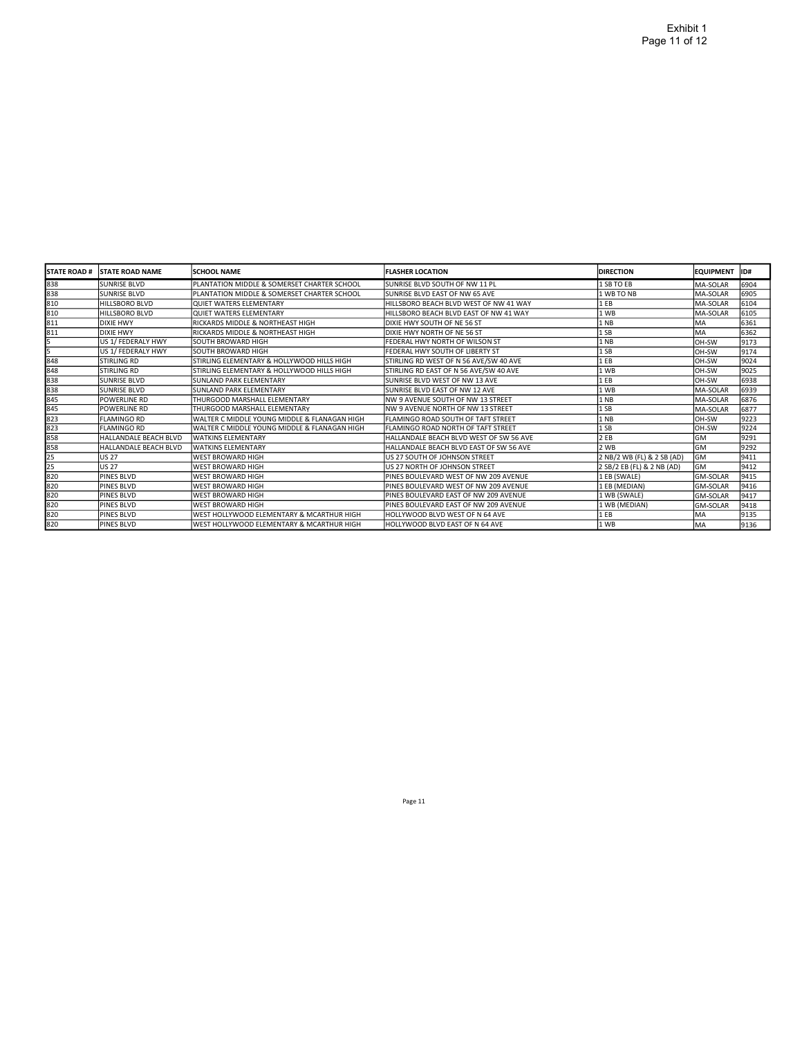| STATE ROAD # | STATE ROAD NAME | SCHOOL NAME | FLASHER LOCATION | DIRECTION | EQUIPMENT | ID# |
|---|---|---|---|---|---|---|
| 838 | SUNRISE BLVD | PLANTATION MIDDLE & SOMERSET CHARTER SCHOOL | SUNRISE BLVD SOUTH OF NW 11 PL | 1 SB TO EB | MA-SOLAR | 6904 |
| 838 | SUNRISE BLVD | PLANTATION MIDDLE & SOMERSET CHARTER SCHOOL | SUNRISE BLVD EAST OF NW 65 AVE | 1 WB TO NB | MA-SOLAR | 6905 |
| 810 | HILLSBORO BLVD | QUIET WATERS ELEMENTARY | HILLSBORO BEACH BLVD WEST OF NW 41 WAY | 1 EB | MA-SOLAR | 6104 |
| 810 | HILLSBORO BLVD | QUIET WATERS ELEMENTARY | HILLSBORO BEACH BLVD EAST OF NW 41 WAY | 1 WB | MA-SOLAR | 6105 |
| 811 | DIXIE HWY | RICKARDS MIDDLE & NORTHEAST HIGH | DIXIE HWY SOUTH OF NE 56 ST | 1 NB | MA | 6361 |
| 811 | DIXIE HWY | RICKARDS MIDDLE & NORTHEAST HIGH | DIXIE HWY NORTH OF NE 56 ST | 1 SB | MA | 6362 |
| 5 | US 1/ FEDERALY HWY | SOUTH BROWARD HIGH | FEDERAL HWY NORTH OF WILSON ST | 1 NB | OH-SW | 9173 |
| 5 | US 1/ FEDERALY HWY | SOUTH BROWARD HIGH | FEDERAL HWY SOUTH OF LIBERTY ST | 1 SB | OH-SW | 9174 |
| 848 | STIRLING RD | STIRLING ELEMENTARY & HOLLYWOOD HILLS HIGH | STIRLING RD WEST OF N 56 AVE/SW 40 AVE | 1 EB | OH-SW | 9024 |
| 848 | STIRLING RD | STIRLING ELEMENTARY & HOLLYWOOD HILLS HIGH | STIRLING RD EAST OF N 56 AVE/SW 40 AVE | 1 WB | OH-SW | 9025 |
| 838 | SUNRISE BLVD | SUNLAND PARK ELEMENTARY | SUNRISE BLVD WEST OF NW 13 AVE | 1 EB | OH-SW | 6938 |
| 838 | SUNRISE BLVD | SUNLAND PARK ELEMENTARY | SUNRISE BLVD EAST OF NW 12 AVE | 1 WB | MA-SOLAR | 6939 |
| 845 | POWERLINE RD | THURGOOD MARSHALL ELEMENTARY | NW 9 AVENUE SOUTH OF NW 13 STREET | 1 NB | MA-SOLAR | 6876 |
| 845 | POWERLINE RD | THURGOOD MARSHALL ELEMENTARY | NW 9 AVENUE NORTH OF NW 13 STREET | 1 SB | MA-SOLAR | 6877 |
| 823 | FLAMINGO RD | WALTER C MIDDLE YOUNG MIDDLE & FLANAGAN HIGH | FLAMINGO ROAD SOUTH OF TAFT STREET | 1 NB | OH-SW | 9223 |
| 823 | FLAMINGO RD | WALTER C MIDDLE YOUNG MIDDLE & FLANAGAN HIGH | FLAMINGO ROAD NORTH OF TAFT STREET | 1 SB | OH-SW | 9224 |
| 858 | HALLANDALE BEACH BLVD | WATKINS ELEMENTARY | HALLANDALE BEACH BLVD WEST OF SW 56 AVE | 2 EB | GM | 9291 |
| 858 | HALLANDALE BEACH BLVD | WATKINS ELEMENTARY | HALLANDALE BEACH BLVD EAST OF SW 56 AVE | 2 WB | GM | 9292 |
| 25 | US 27 | WEST BROWARD HIGH | US 27 SOUTH OF JOHNSON STREET | 2 NB/2 WB (FL) & 2 SB (AD) | GM | 9411 |
| 25 | US 27 | WEST BROWARD HIGH | US 27 NORTH OF JOHNSON STREET | 2 SB/2 EB (FL) & 2 NB (AD) | GM | 9412 |
| 820 | PINES BLVD | WEST BROWARD HIGH | PINES BOULEVARD WEST OF NW 209 AVENUE | 1 EB (SWALE) | GM-SOLAR | 9415 |
| 820 | PINES BLVD | WEST BROWARD HIGH | PINES BOULEVARD WEST OF NW 209 AVENUE | 1 EB (MEDIAN) | GM-SOLAR | 9416 |
| 820 | PINES BLVD | WEST BROWARD HIGH | PINES BOULEVARD EAST OF NW 209 AVENUE | 1 WB (SWALE) | GM-SOLAR | 9417 |
| 820 | PINES BLVD | WEST BROWARD HIGH | PINES BOULEVARD EAST OF NW 209 AVENUE | 1 WB (MEDIAN) | GM-SOLAR | 9418 |
| 820 | PINES BLVD | WEST HOLLYWOOD ELEMENTARY & MCARTHUR HIGH | HOLLYWOOD BLVD WEST OF N 64 AVE | 1 EB | MA | 9135 |
| 820 | PINES BLVD | WEST HOLLYWOOD ELEMENTARY & MCARTHUR HIGH | HOLLYWOOD BLVD EAST OF N 64 AVE | 1 WB | MA | 9136 |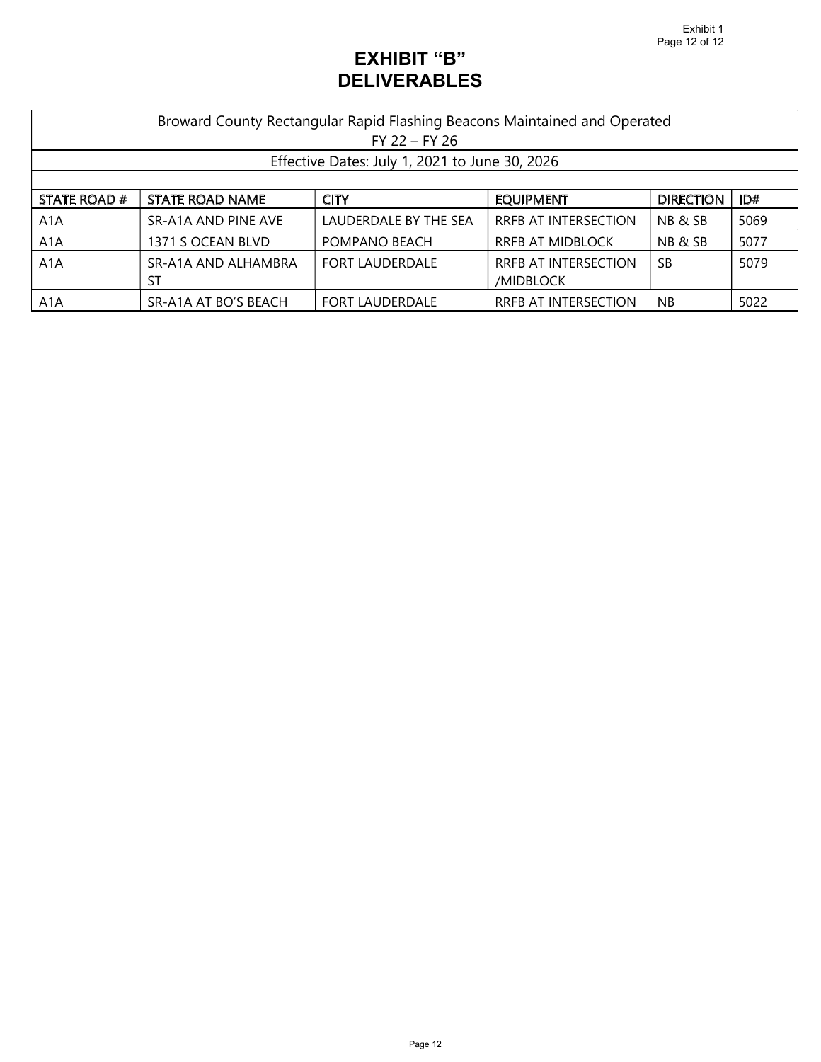# EXHIBIT "B"
# DELIVERABLES

| Broward County Rectangular Rapid Flashing Beacons Maintained and Operated FY 22 – FY 26 | | | | | |
|---|---|---|---|---|---|
| Effective Dates: July 1, 2021 to June 30, 2026 | | | | | |
| STATE ROAD # | STATE ROAD NAME | CITY | EQUIPMENT | DIRECTION | ID# |
| A1A | SR-A1A AND PINE AVE | LAUDERDALE BY THE SEA | RRFB AT INTERSECTION | NB & SB | 5069 |
| A1A | 1371 S OCEAN BLVD | POMPANO BEACH | RRFB AT MIDBLOCK | NB & SB | 5077 |
| A1A | SR-A1A AND ALHAMBRA ST | FORT LAUDERDALE | RRFB AT INTERSECTION /MIDBLOCK | SB | 5079 |
| A1A | SR-A1A AT BO'S BEACH | FORT LAUDERDALE | RRFB AT INTERSECTION | NB | 5022 |